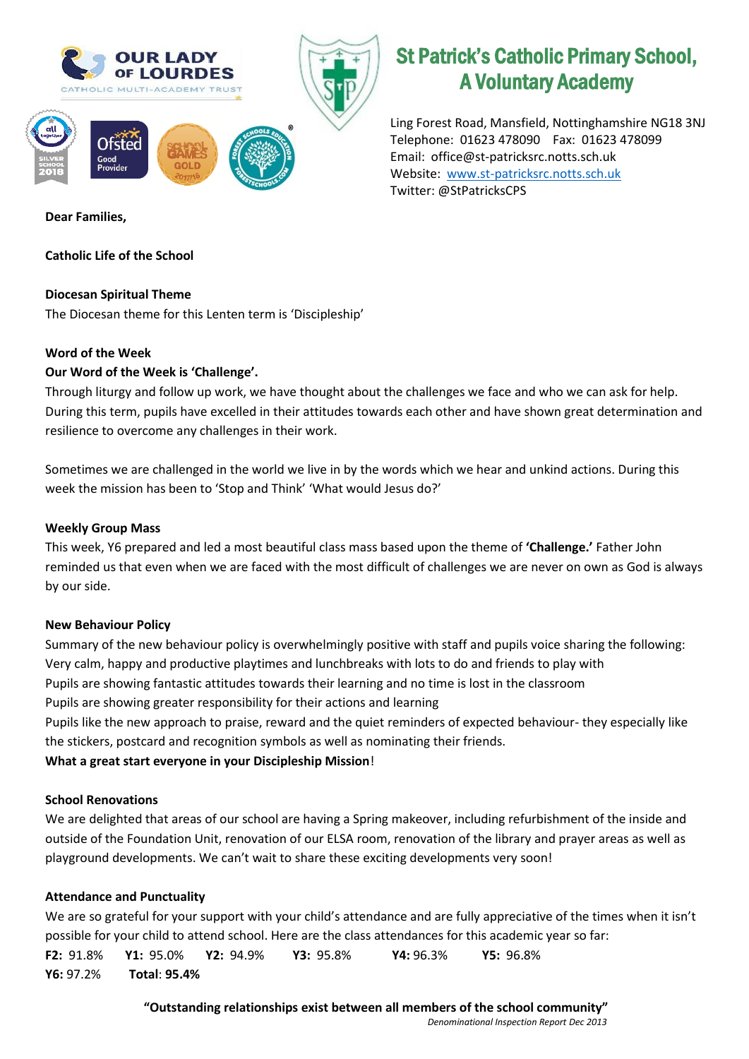OUR LADY OF LOURDES
CATHOLIC MULTI-ACADEMY TRUST

# St Patrick's Catholic Primary School, A Voluntary Academy

Ling Forest Road, Mansfield, Nottinghamshire NG18 3NJ
Telephone: 01623 478090 Fax: 01623 478099
Email: office@st-patricksrc.notts.sch.uk
Website: www.st-patricksrc.notts.sch.uk
Twitter: @StPatricksCPS

**Dear Families,**

**Catholic Life of the School**

**Diocesan Spiritual Theme**

The Diocesan theme for this Lenten term is 'Discipleship'

**Word of the Week**

**Our Word of the Week is 'Challenge'.**

Through liturgy and follow up work, we have thought about the challenges we face and who we can ask for help. During this term, pupils have excelled in their attitudes towards each other and have shown great determination and resilience to overcome any challenges in their work.

Sometimes we are challenged in the world we live in by the words which we hear and unkind actions. During this week the mission has been to 'Stop and Think' 'What would Jesus do?'

**Weekly Group Mass**

This week, Y6 prepared and led a most beautiful class mass based upon the theme of **'Challenge.'** Father John reminded us that even when we are faced with the most difficult of challenges we are never on own as God is always by our side.

**New Behaviour Policy**

Summary of the new behaviour policy is overwhelmingly positive with staff and pupils voice sharing the following:

Very calm, happy and productive playtimes and lunchbreaks with lots to do and friends to play with

Pupils are showing fantastic attitudes towards their learning and no time is lost in the classroom

Pupils are showing greater responsibility for their actions and learning

Pupils like the new approach to praise, reward and the quiet reminders of expected behaviour- they especially like the stickers, postcard and recognition symbols as well as nominating their friends.

**What a great start everyone in your Discipleship Mission**!

**School Renovations**

We are delighted that areas of our school are having a Spring makeover, including refurbishment of the inside and outside of the Foundation Unit, renovation of our ELSA room, renovation of the library and prayer areas as well as playground developments. We can't wait to share these exciting developments very soon!

**Attendance and Punctuality**

We are so grateful for your support with your child's attendance and are fully appreciative of the times when it isn't possible for your child to attend school. Here are the class attendances for this academic year so far:

**F2:** 91.8% **Y1:** 95.0% **Y2:** 94.9% **Y3:** 95.8% **Y4:** 96.3% **Y5:** 96.8%
**Y6:** 97.2% **Total**: **95.4%**

**"Outstanding relationships exist between all members of the school community"**
*Denominational Inspection Report Dec 2013*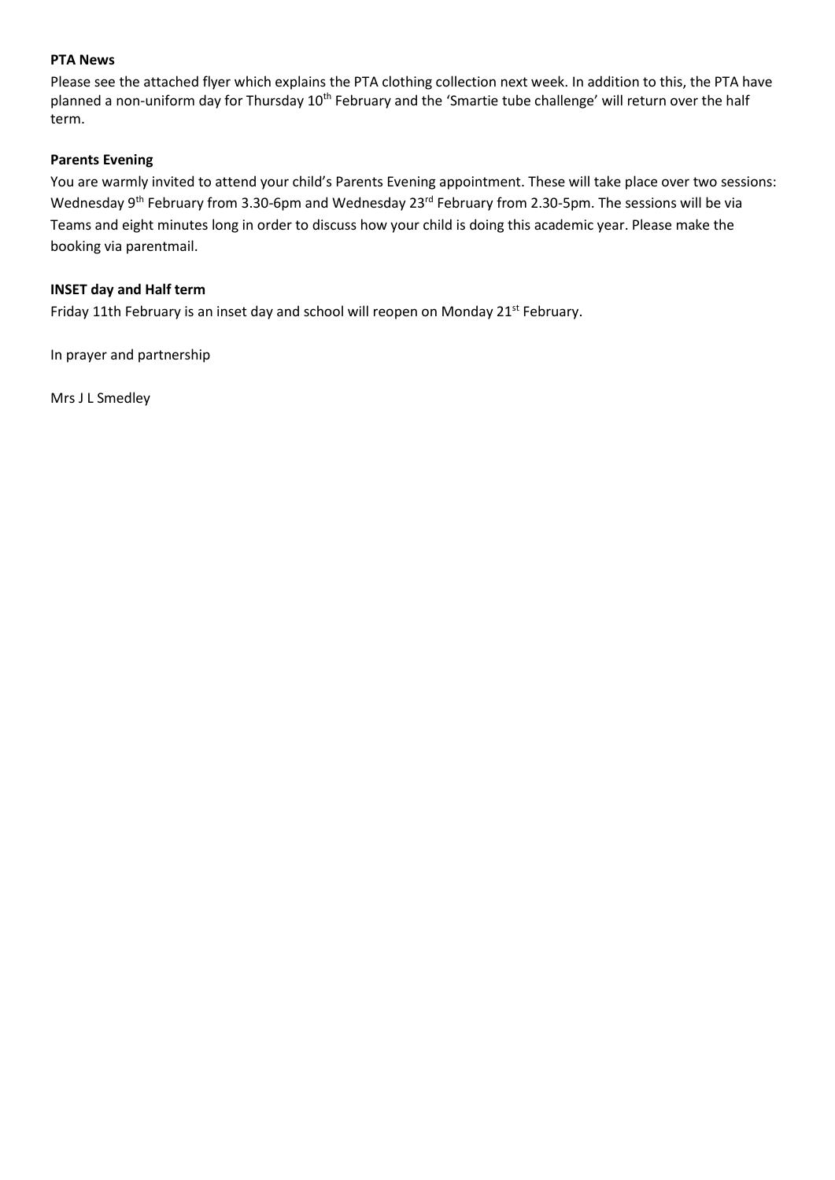**PTA News**

Please see the attached flyer which explains the PTA clothing collection next week. In addition to this, the PTA have planned a non-uniform day for Thursday 10th February and the 'Smartie tube challenge' will return over the half term.

**Parents Evening**

You are warmly invited to attend your child's Parents Evening appointment. These will take place over two sessions: Wednesday 9th February from 3.30-6pm and Wednesday 23rd February from 2.30-5pm. The sessions will be via Teams and eight minutes long in order to discuss how your child is doing this academic year. Please make the booking via parentmail.

**INSET day and Half term**

Friday 11th February is an inset day and school will reopen on Monday 21st February.

In prayer and partnership

Mrs J L Smedley